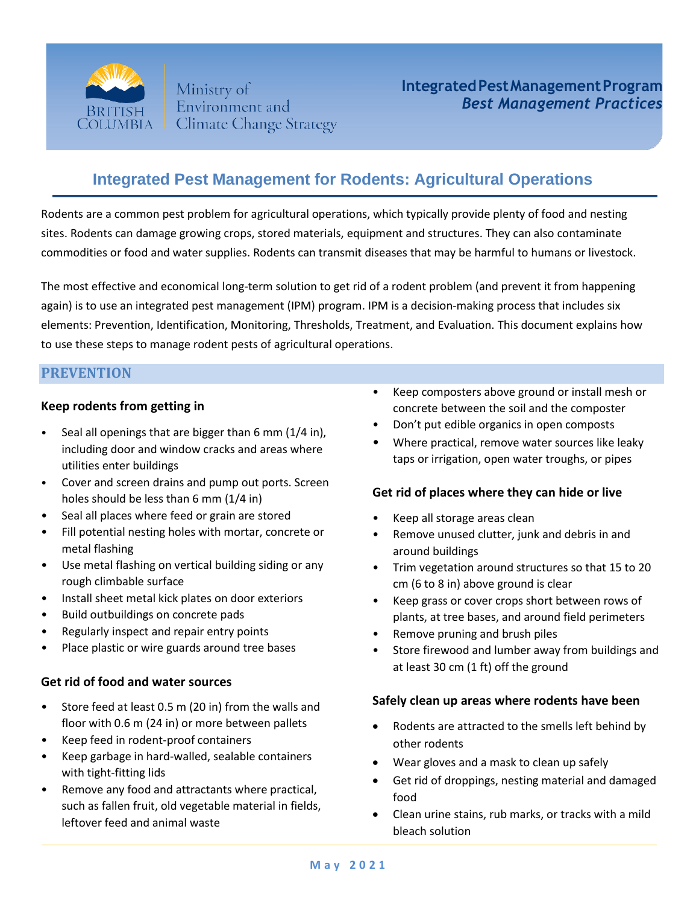Ministry of Environment and Climate Change Strategy

**Integrated Pest Management Program**
***Best Management Practices***

# Integrated Pest Management for Rodents: Agricultural Operations

Rodents are a common pest problem for agricultural operations, which typically provide plenty of food and nesting sites. Rodents can damage growing crops, stored materials, equipment and structures. They can also contaminate commodities or food and water supplies. Rodents can transmit diseases that may be harmful to humans or livestock.

The most effective and economical long-term solution to get rid of a rodent problem (and prevent it from happening again) is to use an integrated pest management (IPM) program. IPM is a decision-making process that includes six elements: Prevention, Identification, Monitoring, Thresholds, Treatment, and Evaluation. This document explains how to use these steps to manage rodent pests of agricultural operations.

## PREVENTION

### Keep rodents from getting in

- Seal all openings that are bigger than 6 mm (1/4 in), including door and window cracks and areas where utilities enter buildings
- Cover and screen drains and pump out ports. Screen holes should be less than 6 mm (1/4 in)
- Seal all places where feed or grain are stored
- Fill potential nesting holes with mortar, concrete or metal flashing
- Use metal flashing on vertical building siding or any rough climbable surface
- Install sheet metal kick plates on door exteriors
- Build outbuildings on concrete pads
- Regularly inspect and repair entry points
- Place plastic or wire guards around tree bases

### Get rid of food and water sources

- Store feed at least 0.5 m (20 in) from the walls and floor with 0.6 m (24 in) or more between pallets
- Keep feed in rodent-proof containers
- Keep garbage in hard-walled, sealable containers with tight-fitting lids
- Remove any food and attractants where practical, such as fallen fruit, old vegetable material in fields, leftover feed and animal waste
- Keep composters above ground or install mesh or concrete between the soil and the composter
- Don't put edible organics in open composts
- Where practical, remove water sources like leaky taps or irrigation, open water troughs, or pipes

### Get rid of places where they can hide or live

- Keep all storage areas clean
- Remove unused clutter, junk and debris in and around buildings
- Trim vegetation around structures so that 15 to 20 cm (6 to 8 in) above ground is clear
- Keep grass or cover crops short between rows of plants, at tree bases, and around field perimeters
- Remove pruning and brush piles
- Store firewood and lumber away from buildings and at least 30 cm (1 ft) off the ground

### Safely clean up areas where rodents have been

- Rodents are attracted to the smells left behind by other rodents
- Wear gloves and a mask to clean up safely
- Get rid of droppings, nesting material and damaged food
- Clean urine stains, rub marks, or tracks with a mild bleach solution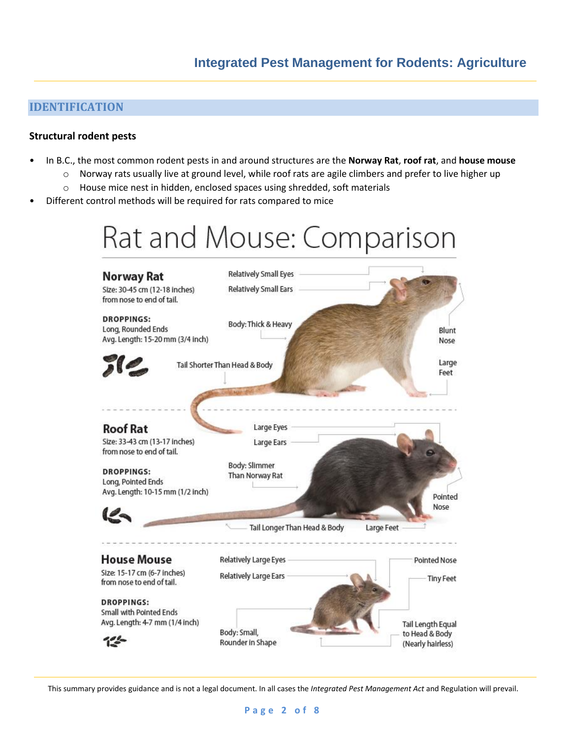## IDENTIFICATION

### Structural rodent pests

- In B.C., the most common rodent pests in and around structures are the **Norway Rat**, **roof rat**, and **house mouse**
  - Norway rats usually live at ground level, while roof rats are agile climbers and prefer to live higher up
  - House mice nest in hidden, enclosed spaces using shredded, soft materials
- Different control methods will be required for rats compared to mice

# Rat and Mouse: Comparison

**Norway Rat**

Size: 30-45 cm (12-18 inches) from nose to end of tail.

**DROPPINGS:**
Long, Rounded Ends
Avg. Length: 15-20 mm (3/4 inch)

Relatively Small Eyes
Relatively Small Ears
Body: Thick & Heavy
Blunt Nose
Large Feet
Tail Shorter Than Head & Body

**Roof Rat**

Size: 33-43 cm (13-17 inches) from nose to end of tail.

**DROPPINGS:**
Long, Pointed Ends
Avg. Length: 10-15 mm (1/2 inch)

Large Eyes
Large Ears
Body: Slimmer Than Norway Rat
Pointed Nose
Tail Longer Than Head & Body
Large Feet

**House Mouse**

Size: 15-17 cm (6-7 inches) from nose to end of tail.

**DROPPINGS:**
Small with Pointed Ends
Avg. Length: 4-7 mm (1/4 inch)

Relatively Large Eyes
Relatively Large Ears
Pointed Nose
Tiny Feet
Body: Small, Rounder in Shape
Tail Length Equal to Head & Body (Nearly hairless)

This summary provides guidance and is not a legal document. In all cases the *Integrated Pest Management Act* and Regulation will prevail.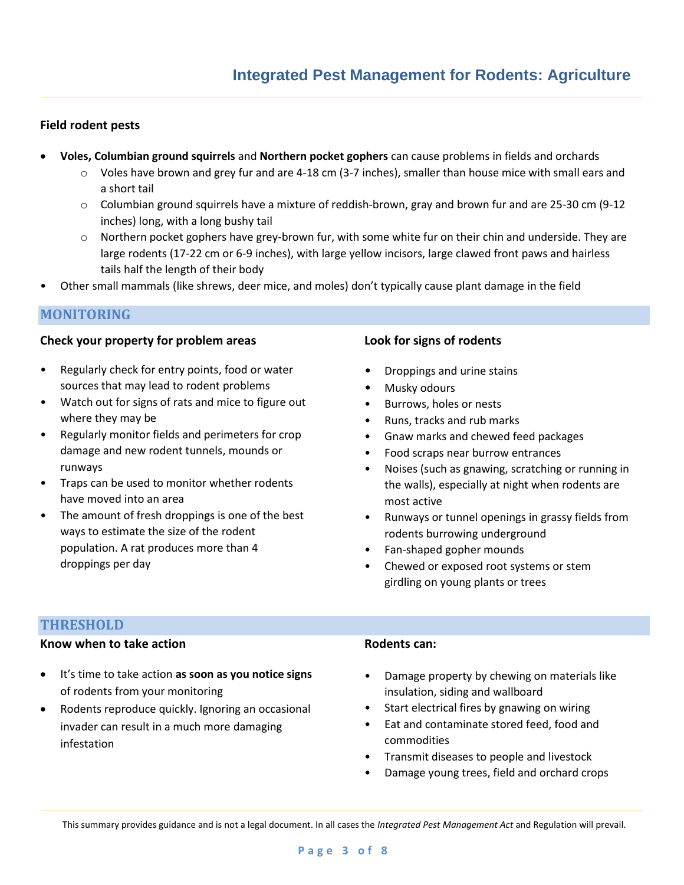# Integrated Pest Management for Rodents: Agriculture

### Field rodent pests

- **Voles, Columbian ground squirrels** and **Northern pocket gophers** can cause problems in fields and orchards
  - Voles have brown and grey fur and are 4-18 cm (3-7 inches), smaller than house mice with small ears and a short tail
  - Columbian ground squirrels have a mixture of reddish-brown, gray and brown fur and are 25-30 cm (9-12 inches) long, with a long bushy tail
  - Northern pocket gophers have grey-brown fur, with some white fur on their chin and underside. They are large rodents (17-22 cm or 6-9 inches), with large yellow incisors, large clawed front paws and hairless tails half the length of their body
- Other small mammals (like shrews, deer mice, and moles) don't typically cause plant damage in the field

## MONITORING

### Check your property for problem areas

- Regularly check for entry points, food or water sources that may lead to rodent problems
- Watch out for signs of rats and mice to figure out where they may be
- Regularly monitor fields and perimeters for crop damage and new rodent tunnels, mounds or runways
- Traps can be used to monitor whether rodents have moved into an area
- The amount of fresh droppings is one of the best ways to estimate the size of the rodent population. A rat produces more than 4 droppings per day

### Look for signs of rodents

- Droppings and urine stains
- Musky odours
- Burrows, holes or nests
- Runs, tracks and rub marks
- Gnaw marks and chewed feed packages
- Food scraps near burrow entrances
- Noises (such as gnawing, scratching or running in the walls), especially at night when rodents are most active
- Runways or tunnel openings in grassy fields from rodents burrowing underground
- Fan-shaped gopher mounds
- Chewed or exposed root systems or stem girdling on young plants or trees

## THRESHOLD

### Know when to take action

- It's time to take action **as soon as you notice signs** of rodents from your monitoring
- Rodents reproduce quickly. Ignoring an occasional invader can result in a much more damaging infestation

### Rodents can:

- Damage property by chewing on materials like insulation, siding and wallboard
- Start electrical fires by gnawing on wiring
- Eat and contaminate stored feed, food and commodities
- Transmit diseases to people and livestock
- Damage young trees, field and orchard crops

This summary provides guidance and is not a legal document. In all cases the *Integrated Pest Management Act* and Regulation will prevail.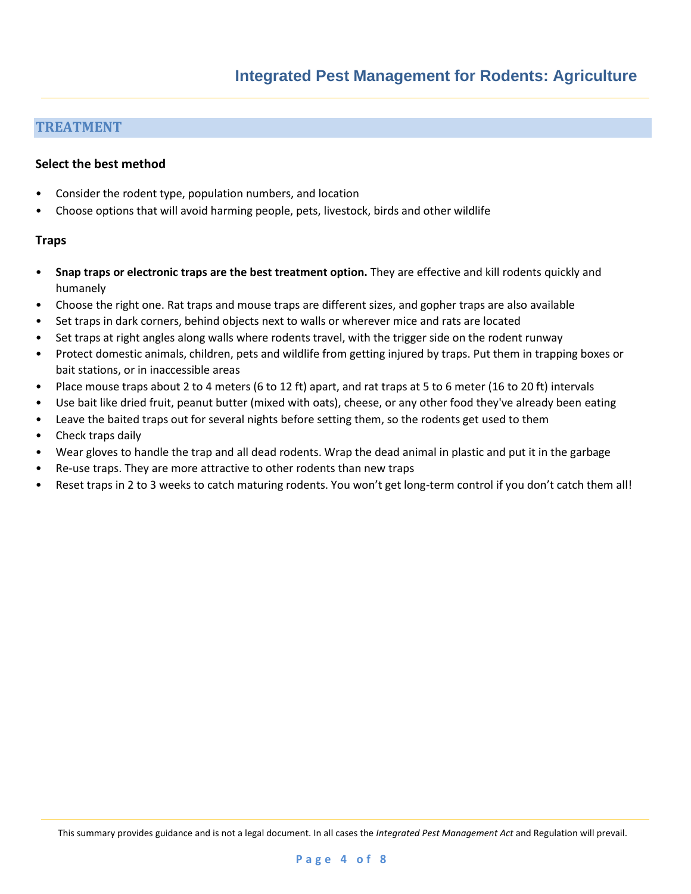## TREATMENT

### Select the best method

- Consider the rodent type, population numbers, and location
- Choose options that will avoid harming people, pets, livestock, birds and other wildlife

### Traps

- **Snap traps or electronic traps are the best treatment option.** They are effective and kill rodents quickly and humanely
- Choose the right one. Rat traps and mouse traps are different sizes, and gopher traps are also available
- Set traps in dark corners, behind objects next to walls or wherever mice and rats are located
- Set traps at right angles along walls where rodents travel, with the trigger side on the rodent runway
- Protect domestic animals, children, pets and wildlife from getting injured by traps. Put them in trapping boxes or bait stations, or in inaccessible areas
- Place mouse traps about 2 to 4 meters (6 to 12 ft) apart, and rat traps at 5 to 6 meter (16 to 20 ft) intervals
- Use bait like dried fruit, peanut butter (mixed with oats), cheese, or any other food they've already been eating
- Leave the baited traps out for several nights before setting them, so the rodents get used to them
- Check traps daily
- Wear gloves to handle the trap and all dead rodents. Wrap the dead animal in plastic and put it in the garbage
- Re-use traps. They are more attractive to other rodents than new traps
- Reset traps in 2 to 3 weeks to catch maturing rodents. You won't get long-term control if you don't catch them all!

This summary provides guidance and is not a legal document. In all cases the *Integrated Pest Management Act* and Regulation will prevail.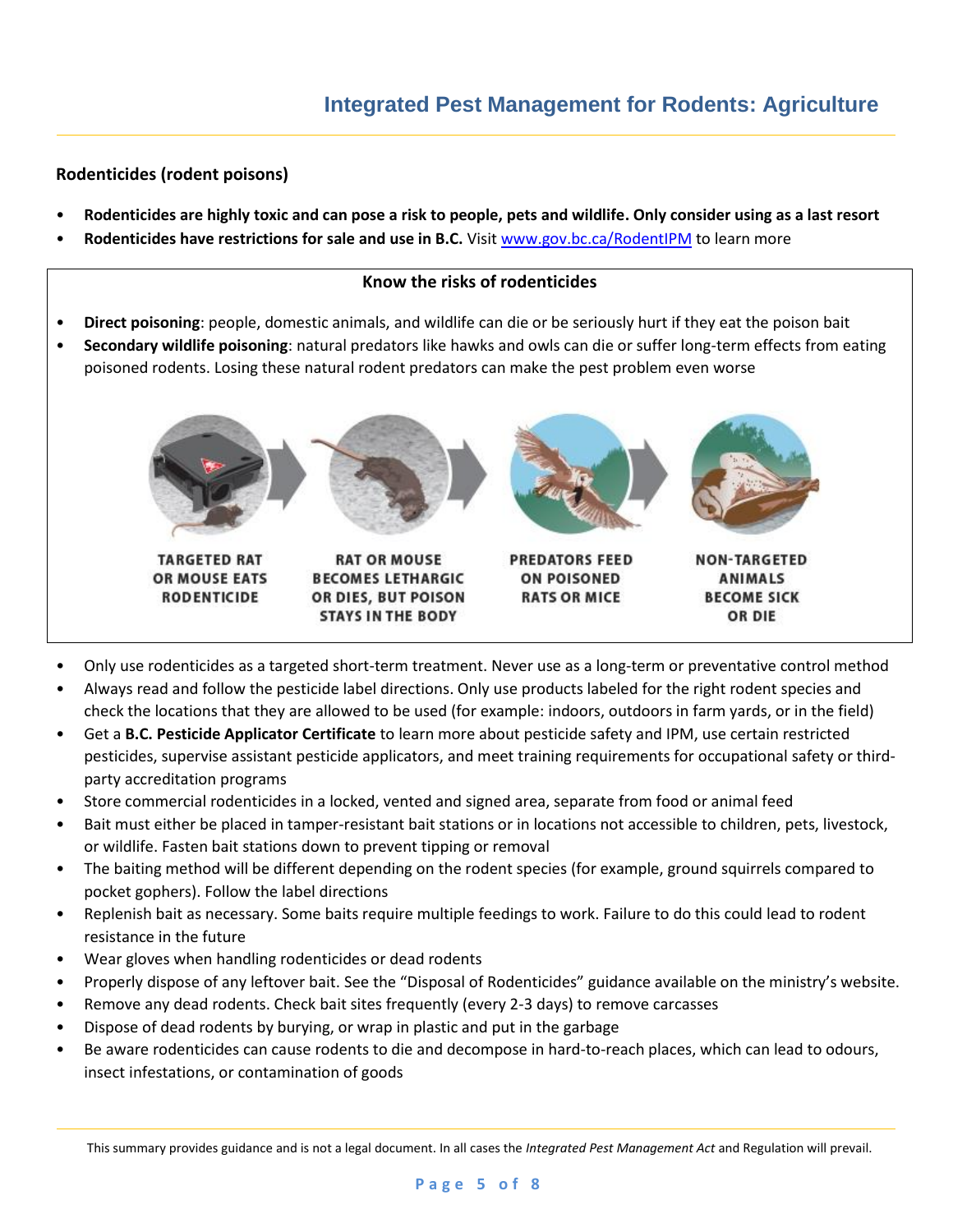## Rodenticides (rodent poisons)

- **Rodenticides are highly toxic and can pose a risk to people, pets and wildlife. Only consider using as a last resort**
- **Rodenticides have restrictions for sale and use in B.C.** Visit www.gov.bc.ca/RodentIPM to learn more

### Know the risks of rodenticides

- **Direct poisoning**: people, domestic animals, and wildlife can die or be seriously hurt if they eat the poison bait
- **Secondary wildlife poisoning**: natural predators like hawks and owls can die or suffer long-term effects from eating poisoned rodents. Losing these natural rodent predators can make the pest problem even worse

TARGETED RAT OR MOUSE EATS RODENTICIDE → RAT OR MOUSE BECOMES LETHARGIC OR DIES, BUT POISON STAYS IN THE BODY → PREDATORS FEED ON POISONED RATS OR MICE → NON-TARGETED ANIMALS BECOME SICK OR DIE

- Only use rodenticides as a targeted short-term treatment. Never use as a long-term or preventative control method
- Always read and follow the pesticide label directions. Only use products labeled for the right rodent species and check the locations that they are allowed to be used (for example: indoors, outdoors in farm yards, or in the field)
- Get a **B.C. Pesticide Applicator Certificate** to learn more about pesticide safety and IPM, use certain restricted pesticides, supervise assistant pesticide applicators, and meet training requirements for occupational safety or third-party accreditation programs
- Store commercial rodenticides in a locked, vented and signed area, separate from food or animal feed
- Bait must either be placed in tamper-resistant bait stations or in locations not accessible to children, pets, livestock, or wildlife. Fasten bait stations down to prevent tipping or removal
- The baiting method will be different depending on the rodent species (for example, ground squirrels compared to pocket gophers). Follow the label directions
- Replenish bait as necessary. Some baits require multiple feedings to work. Failure to do this could lead to rodent resistance in the future
- Wear gloves when handling rodenticides or dead rodents
- Properly dispose of any leftover bait. See the "Disposal of Rodenticides" guidance available on the ministry's website.
- Remove any dead rodents. Check bait sites frequently (every 2-3 days) to remove carcasses
- Dispose of dead rodents by burying, or wrap in plastic and put in the garbage
- Be aware rodenticides can cause rodents to die and decompose in hard-to-reach places, which can lead to odours, insect infestations, or contamination of goods

This summary provides guidance and is not a legal document. In all cases the *Integrated Pest Management Act* and Regulation will prevail.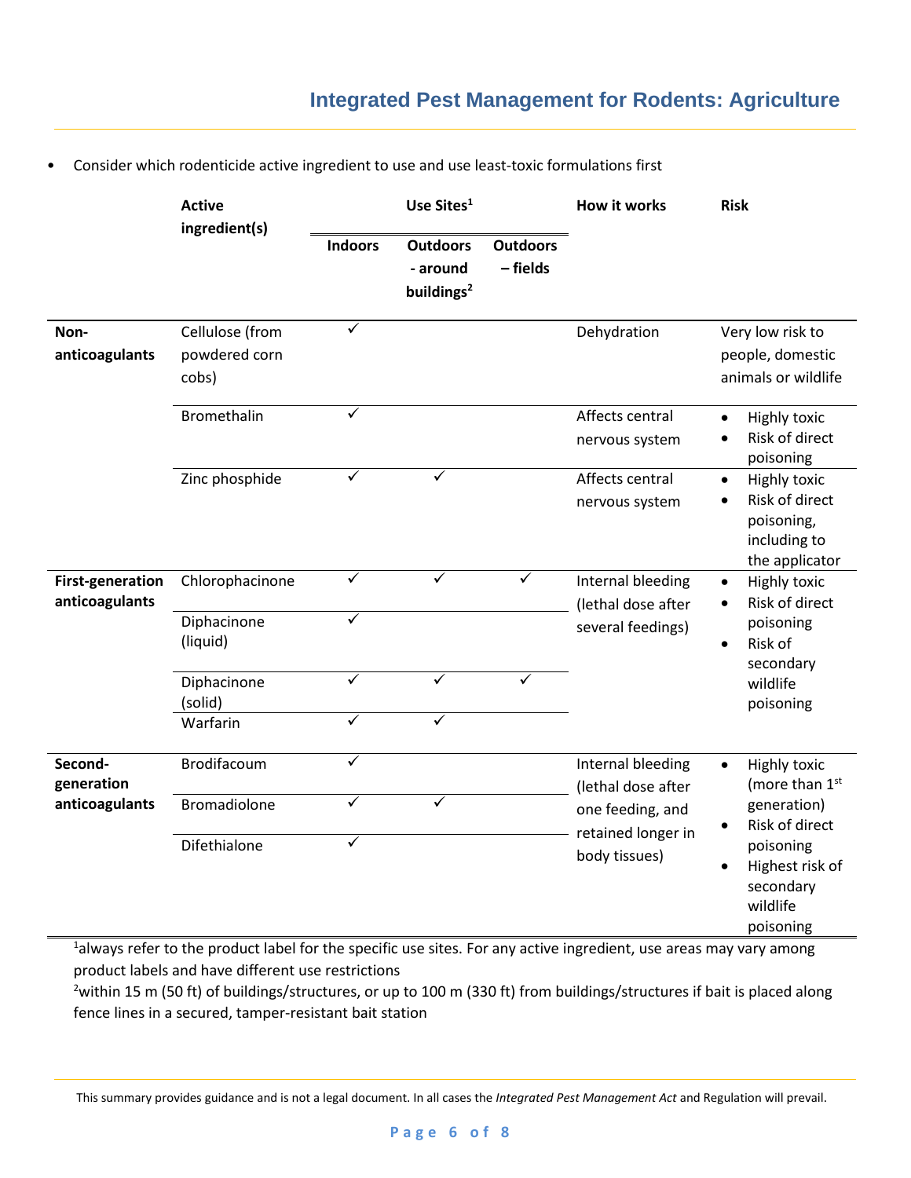- Consider which rodenticide active ingredient to use and use least-toxic formulations first

| | Active ingredient(s) | Use Sites[1] | | | How it works | Risk |
|---|---|---|---|---|---|---|
| | | Indoors | Outdoors - around buildings[2] | Outdoors – fields | | |
| **Non-anticoagulants** | Cellulose (from powdered corn cobs) | ✓ | | | Dehydration | Very low risk to people, domestic animals or wildlife |
| | Bromethalin | ✓ | | | Affects central nervous system | • Highly toxic<br>• Risk of direct poisoning |
| | Zinc phosphide | ✓ | ✓ | | Affects central nervous system | • Highly toxic<br>• Risk of direct poisoning, including to the applicator |
| **First-generation anticoagulants** | Chlorophacinone | ✓ | ✓ | ✓ | Internal bleeding (lethal dose after several feedings) | • Highly toxic<br>• Risk of direct poisoning<br>• Risk of secondary wildlife poisoning |
| | Diphacinone (liquid) | ✓ | | | | |
| | Diphacinone (solid) | ✓ | ✓ | ✓ | | |
| | Warfarin | ✓ | ✓ | | | |
| **Second-generation anticoagulants** | Brodifacoum | ✓ | | | Internal bleeding (lethal dose after one feeding, and retained longer in body tissues) | • Highly toxic (more than 1st generation)<br>• Risk of direct poisoning<br>• Highest risk of secondary wildlife poisoning |
| | Bromadiolone | ✓ | ✓ | | | |
| | Difethialone | ✓ | | | | |

[1]always refer to the product label for the specific use sites. For any active ingredient, use areas may vary among product labels and have different use restrictions

[2]within 15 m (50 ft) of buildings/structures, or up to 100 m (330 ft) from buildings/structures if bait is placed along fence lines in a secured, tamper-resistant bait station

This summary provides guidance and is not a legal document. In all cases the *Integrated Pest Management Act* and Regulation will prevail.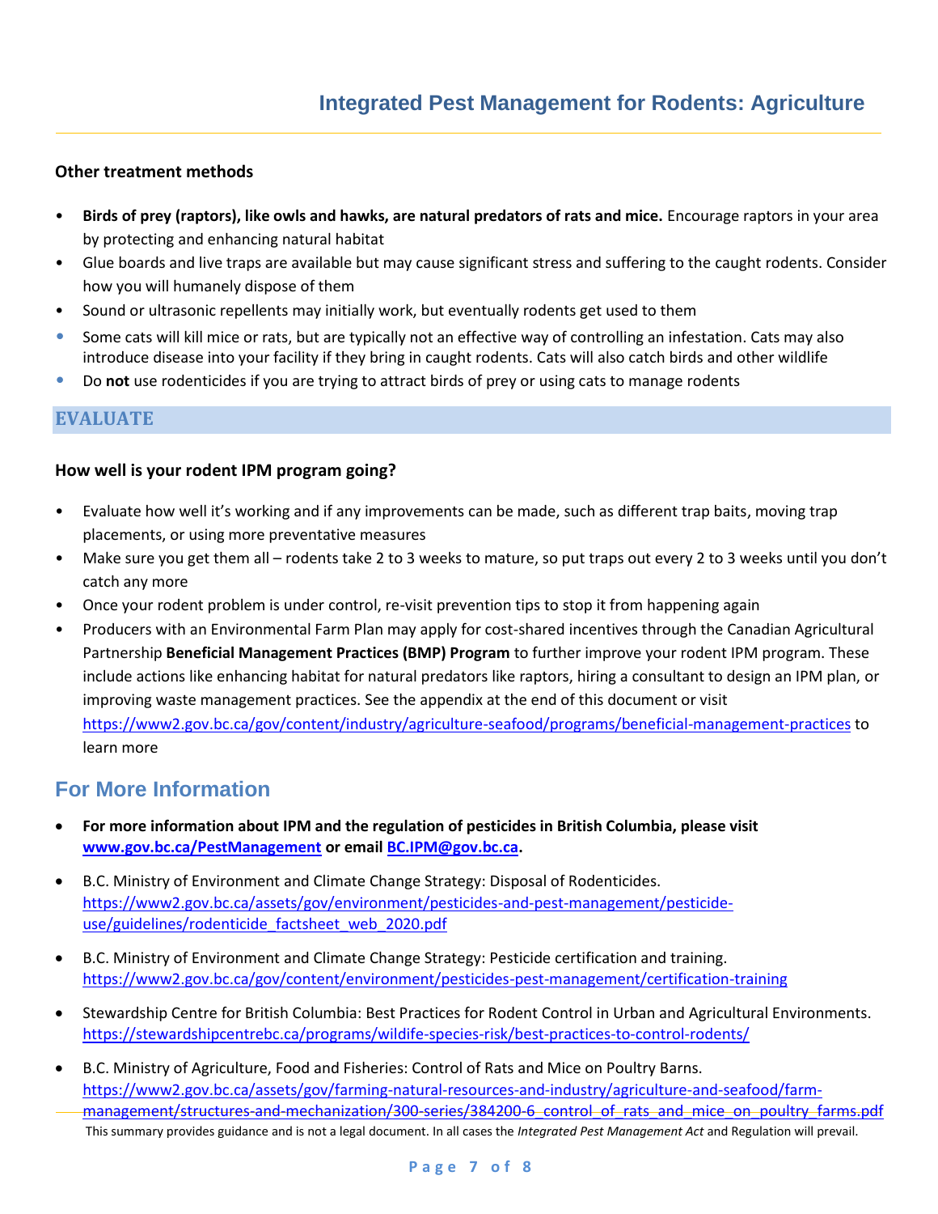### Other treatment methods

- **Birds of prey (raptors), like owls and hawks, are natural predators of rats and mice.** Encourage raptors in your area by protecting and enhancing natural habitat
- Glue boards and live traps are available but may cause significant stress and suffering to the caught rodents. Consider how you will humanely dispose of them
- Sound or ultrasonic repellents may initially work, but eventually rodents get used to them
- Some cats will kill mice or rats, but are typically not an effective way of controlling an infestation. Cats may also introduce disease into your facility if they bring in caught rodents. Cats will also catch birds and other wildlife
- Do **not** use rodenticides if you are trying to attract birds of prey or using cats to manage rodents

## EVALUATE

### How well is your rodent IPM program going?

- Evaluate how well it's working and if any improvements can be made, such as different trap baits, moving trap placements, or using more preventative measures
- Make sure you get them all – rodents take 2 to 3 weeks to mature, so put traps out every 2 to 3 weeks until you don't catch any more
- Once your rodent problem is under control, re-visit prevention tips to stop it from happening again
- Producers with an Environmental Farm Plan may apply for cost-shared incentives through the Canadian Agricultural Partnership **Beneficial Management Practices (BMP) Program** to further improve your rodent IPM program. These include actions like enhancing habitat for natural predators like raptors, hiring a consultant to design an IPM plan, or improving waste management practices. See the appendix at the end of this document or visit https://www2.gov.bc.ca/gov/content/industry/agriculture-seafood/programs/beneficial-management-practices to learn more

## For More Information

- **For more information about IPM and the regulation of pesticides in British Columbia, please visit www.gov.bc.ca/PestManagement or email BC.IPM@gov.bc.ca.**
- B.C. Ministry of Environment and Climate Change Strategy: Disposal of Rodenticides. https://www2.gov.bc.ca/assets/gov/environment/pesticides-and-pest-management/pesticide-use/guidelines/rodenticide_factsheet_web_2020.pdf
- B.C. Ministry of Environment and Climate Change Strategy: Pesticide certification and training. https://www2.gov.bc.ca/gov/content/environment/pesticides-pest-management/certification-training
- Stewardship Centre for British Columbia: Best Practices for Rodent Control in Urban and Agricultural Environments. https://stewardshipcentrebc.ca/programs/wildife-species-risk/best-practices-to-control-rodents/
- B.C. Ministry of Agriculture, Food and Fisheries: Control of Rats and Mice on Poultry Barns. https://www2.gov.bc.ca/assets/gov/farming-natural-resources-and-industry/agriculture-and-seafood/farm-management/structures-and-mechanization/300-series/384200-6_control_of_rats_and_mice_on_poultry_farms.pdf

This summary provides guidance and is not a legal document. In all cases the *Integrated Pest Management Act* and Regulation will prevail.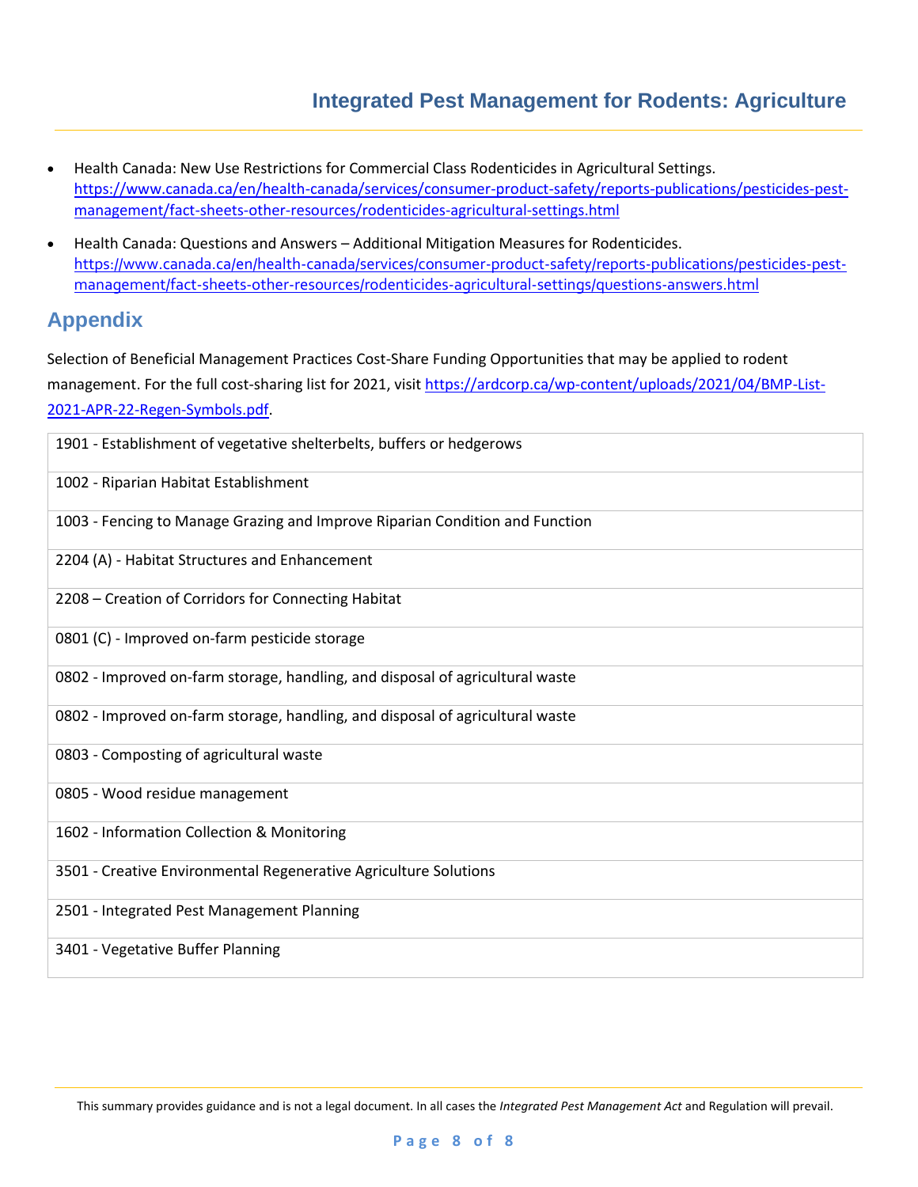- Health Canada: New Use Restrictions for Commercial Class Rodenticides in Agricultural Settings. https://www.canada.ca/en/health-canada/services/consumer-product-safety/reports-publications/pesticides-pest-management/fact-sheets-other-resources/rodenticides-agricultural-settings.html
- Health Canada: Questions and Answers – Additional Mitigation Measures for Rodenticides. https://www.canada.ca/en/health-canada/services/consumer-product-safety/reports-publications/pesticides-pest-management/fact-sheets-other-resources/rodenticides-agricultural-settings/questions-answers.html

## Appendix

Selection of Beneficial Management Practices Cost-Share Funding Opportunities that may be applied to rodent management. For the full cost-sharing list for 2021, visit https://ardcorp.ca/wp-content/uploads/2021/04/BMP-List-2021-APR-22-Regen-Symbols.pdf.

| |
|---|
| 1901 - Establishment of vegetative shelterbelts, buffers or hedgerows |
| 1002 - Riparian Habitat Establishment |
| 1003 - Fencing to Manage Grazing and Improve Riparian Condition and Function |
| 2204 (A) - Habitat Structures and Enhancement |
| 2208 – Creation of Corridors for Connecting Habitat |
| 0801 (C) - Improved on-farm pesticide storage |
| 0802 - Improved on-farm storage, handling, and disposal of agricultural waste |
| 0802 - Improved on-farm storage, handling, and disposal of agricultural waste |
| 0803 - Composting of agricultural waste |
| 0805 - Wood residue management |
| 1602 - Information Collection & Monitoring |
| 3501 - Creative Environmental Regenerative Agriculture Solutions |
| 2501 - Integrated Pest Management Planning |
| 3401 - Vegetative Buffer Planning |

This summary provides guidance and is not a legal document. In all cases the *Integrated Pest Management Act* and Regulation will prevail.